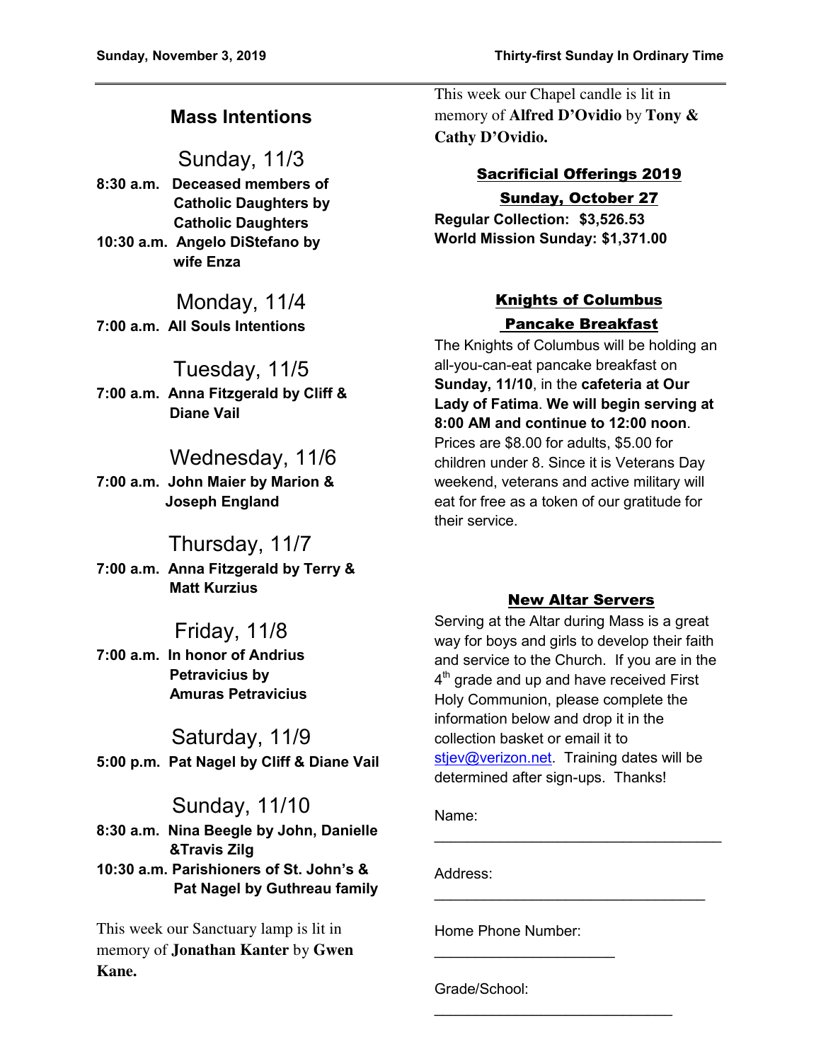## Mass Intentions

### Sunday, 11/3

**8:30 a.m. Deceased members of Catholic Daughters by Catholic Daughters**
**10:30 a.m. Angelo DiStefano by wife Enza**

### Monday, 11/4

**7:00 a.m. All Souls Intentions**

### Tuesday, 11/5

**7:00 a.m. Anna Fitzgerald by Cliff & Diane Vail**

### Wednesday, 11/6

**7:00 a.m. John Maier by Marion & Joseph England**

### Thursday, 11/7

**7:00 a.m. Anna Fitzgerald by Terry & Matt Kurzius**

### Friday, 11/8

**7:00 a.m. In honor of Andrius Petravicius by Amuras Petravicius**

### Saturday, 11/9

**5:00 p.m. Pat Nagel by Cliff & Diane Vail**

### Sunday, 11/10

**8:30 a.m. Nina Beegle by John, Danielle &Travis Zilg**
**10:30 a.m. Parishioners of St. John's & Pat Nagel by Guthreau family**

This week our Sanctuary lamp is lit in memory of **Jonathan Kanter** by **Gwen Kane.**

This week our Chapel candle is lit in memory of **Alfred D'Ovidio** by **Tony & Cathy D'Ovidio.**

## Sacrificial Offerings 2019

**Sunday, October 27**

**Regular Collection: $3,526.53**
**World Mission Sunday: $1,371.00**

## Knights of Columbus Pancake Breakfast

The Knights of Columbus will be holding an all-you-can-eat pancake breakfast on **Sunday, 11/10**, in the **cafeteria at Our Lady of Fatima**. **We will begin serving at 8:00 AM and continue to 12:00 noon**. Prices are $8.00 for adults, $5.00 for children under 8. Since it is Veterans Day weekend, veterans and active military will eat for free as a token of our gratitude for their service.

## New Altar Servers

Serving at the Altar during Mass is a great way for boys and girls to develop their faith and service to the Church. If you are in the 4th grade and up and have received First Holy Communion, please complete the information below and drop it in the collection basket or email it to stjev@verizon.net. Training dates will be determined after sign-ups. Thanks!

Name: ____________________________________

Address: __________________________________

Home Phone Number: ______________________

Grade/School: ______________________________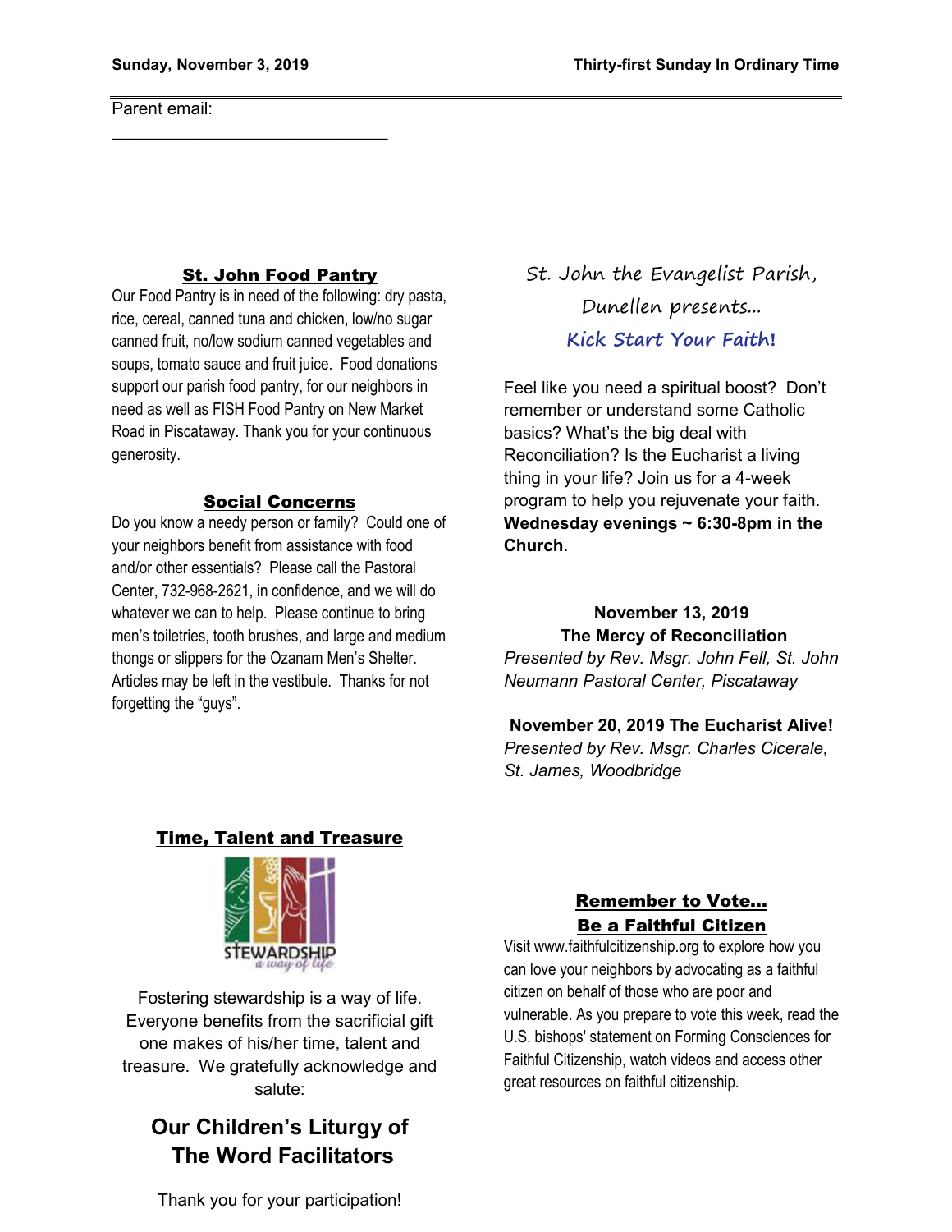Parent email: ______________________________

## St. John Food Pantry

Our Food Pantry is in need of the following: dry pasta, rice, cereal, canned tuna and chicken, low/no sugar canned fruit, no/low sodium canned vegetables and soups, tomato sauce and fruit juice. Food donations support our parish food pantry, for our neighbors in need as well as FISH Food Pantry on New Market Road in Piscataway. Thank you for your continuous generosity.

## Social Concerns

Do you know a needy person or family? Could one of your neighbors benefit from assistance with food and/or other essentials? Please call the Pastoral Center, 732-968-2621, in confidence, and we will do whatever we can to help. Please continue to bring men's toiletries, tooth brushes, and large and medium thongs or slippers for the Ozanam Men's Shelter. Articles may be left in the vestibule. Thanks for not forgetting the "guys".

## Time, Talent and Treasure

STEWARDSHIP *a way of life*

Fostering stewardship is a way of life. Everyone benefits from the sacrificial gift one makes of his/her time, talent and treasure. We gratefully acknowledge and salute:

### Our Children's Liturgy of The Word Facilitators

Thank you for your participation!

St. John the Evangelist Parish, Dunellen presents...

## Kick Start Your Faith!

Feel like you need a spiritual boost? Don't remember or understand some Catholic basics? What's the big deal with Reconciliation? Is the Eucharist a living thing in your life? Join us for a 4-week program to help you rejuvenate your faith. **Wednesday evenings ~ 6:30-8pm in the Church**.

**November 13, 2019**
**The Mercy of Reconciliation**
*Presented by Rev. Msgr. John Fell, St. John Neumann Pastoral Center, Piscataway*

**November 20, 2019 The Eucharist Alive!**
*Presented by Rev. Msgr. Charles Cicerale, St. James, Woodbridge*

## Remember to Vote... Be a Faithful Citizen

Visit www.faithfulcitizenship.org to explore how you can love your neighbors by advocating as a faithful citizen on behalf of those who are poor and vulnerable. As you prepare to vote this week, read the U.S. bishops' statement on Forming Consciences for Faithful Citizenship, watch videos and access other great resources on faithful citizenship.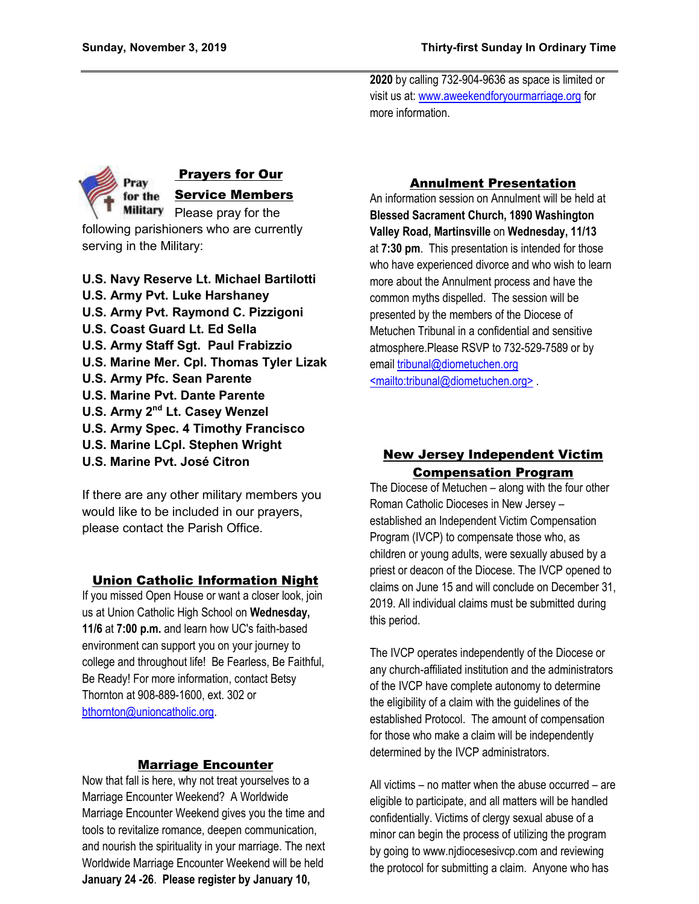**2020** by calling 732-904-9636 as space is limited or visit us at: www.aweekendforyourmarriage.org for more information.

## Prayers for Our Service Members

Please pray for the following parishioners who are currently serving in the Military:

**U.S. Navy Reserve Lt. Michael Bartilotti**
**U.S. Army Pvt. Luke Harshaney**
**U.S. Army Pvt. Raymond C. Pizzigoni**
**U.S. Coast Guard Lt. Ed Sella**
**U.S. Army Staff Sgt. Paul Frabizzio**
**U.S. Marine Mer. Cpl. Thomas Tyler Lizak**
**U.S. Army Pfc. Sean Parente**
**U.S. Marine Pvt. Dante Parente**
**U.S. Army 2nd Lt. Casey Wenzel**
**U.S. Army Spec. 4 Timothy Francisco**
**U.S. Marine LCpl. Stephen Wright**
**U.S. Marine Pvt. José Citron**

If there are any other military members you would like to be included in our prayers, please contact the Parish Office.

## Union Catholic Information Night

If you missed Open House or want a closer look, join us at Union Catholic High School on **Wednesday, 11/6** at **7:00 p.m.** and learn how UC's faith-based environment can support you on your journey to college and throughout life! Be Fearless, Be Faithful, Be Ready! For more information, contact Betsy Thornton at 908-889-1600, ext. 302 or bthornton@unioncatholic.org.

## Marriage Encounter

Now that fall is here, why not treat yourselves to a Marriage Encounter Weekend? A Worldwide Marriage Encounter Weekend gives you the time and tools to revitalize romance, deepen communication, and nourish the spirituality in your marriage. The next Worldwide Marriage Encounter Weekend will be held **January 24 -26**. **Please register by January 10,**

## Annulment Presentation

An information session on Annulment will be held at **Blessed Sacrament Church, 1890 Washington Valley Road, Martinsville** on **Wednesday, 11/13** at **7:30 pm**. This presentation is intended for those who have experienced divorce and who wish to learn more about the Annulment process and have the common myths dispelled. The session will be presented by the members of the Diocese of Metuchen Tribunal in a confidential and sensitive atmosphere.Please RSVP to 732-529-7589 or by email tribunal@diometuchen.org <mailto:tribunal@diometuchen.org> .

## New Jersey Independent Victim Compensation Program

The Diocese of Metuchen – along with the four other Roman Catholic Dioceses in New Jersey – established an Independent Victim Compensation Program (IVCP) to compensate those who, as children or young adults, were sexually abused by a priest or deacon of the Diocese. The IVCP opened to claims on June 15 and will conclude on December 31, 2019. All individual claims must be submitted during this period.

The IVCP operates independently of the Diocese or any church-affiliated institution and the administrators of the IVCP have complete autonomy to determine the eligibility of a claim with the guidelines of the established Protocol. The amount of compensation for those who make a claim will be independently determined by the IVCP administrators.

All victims – no matter when the abuse occurred – are eligible to participate, and all matters will be handled confidentially. Victims of clergy sexual abuse of a minor can begin the process of utilizing the program by going to www.njdiocesesivcp.com and reviewing the protocol for submitting a claim. Anyone who has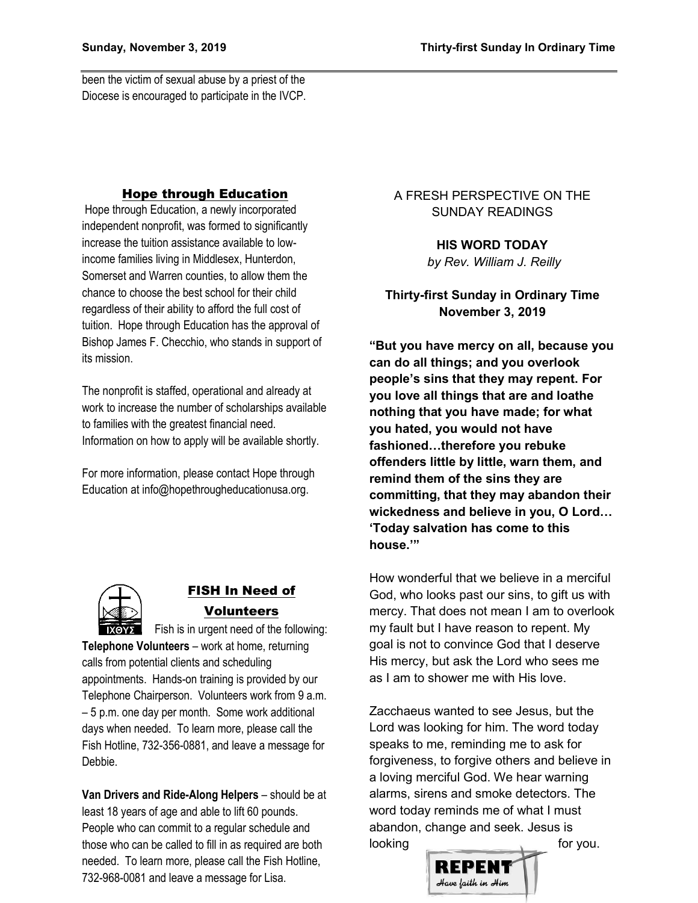been the victim of sexual abuse by a priest of the Diocese is encouraged to participate in the IVCP.

## Hope through Education

Hope through Education, a newly incorporated independent nonprofit, was formed to significantly increase the tuition assistance available to low-income families living in Middlesex, Hunterdon, Somerset and Warren counties, to allow them the chance to choose the best school for their child regardless of their ability to afford the full cost of tuition. Hope through Education has the approval of Bishop James F. Checchio, who stands in support of its mission.

The nonprofit is staffed, operational and already at work to increase the number of scholarships available to families with the greatest financial need. Information on how to apply will be available shortly.

For more information, please contact Hope through Education at info@hopethrougheducationusa.org.

## FISH In Need of Volunteers

Fish is in urgent need of the following:

**Telephone Volunteers** – work at home, returning calls from potential clients and scheduling appointments. Hands-on training is provided by our Telephone Chairperson. Volunteers work from 9 a.m. – 5 p.m. one day per month. Some work additional days when needed. To learn more, please call the Fish Hotline, 732-356-0881, and leave a message for Debbie.

**Van Drivers and Ride-Along Helpers** – should be at least 18 years of age and able to lift 60 pounds. People who can commit to a regular schedule and those who can be called to fill in as required are both needed. To learn more, please call the Fish Hotline, 732-968-0081 and leave a message for Lisa.

A FRESH PERSPECTIVE ON THE SUNDAY READINGS

**HIS WORD TODAY**

*by Rev. William J. Reilly*

**Thirty-first Sunday in Ordinary Time**
**November 3, 2019**

**"But you have mercy on all, because you can do all things; and you overlook people's sins that they may repent. For you love all things that are and loathe nothing that you have made; for what you hated, you would not have fashioned…therefore you rebuke offenders little by little, warn them, and remind them of the sins they are committing, that they may abandon their wickedness and believe in you, O Lord… 'Today salvation has come to this house.'"**

How wonderful that we believe in a merciful God, who looks past our sins, to gift us with mercy. That does not mean I am to overlook my fault but I have reason to repent. My goal is not to convince God that I deserve His mercy, but ask the Lord who sees me as I am to shower me with His love.

Zacchaeus wanted to see Jesus, but the Lord was looking for him. The word today speaks to me, reminding me to ask for forgiveness, to forgive others and believe in a loving merciful God. We hear warning alarms, sirens and smoke detectors. The word today reminds me of what I must abandon, change and seek. Jesus is looking for you.

REPENT
*Have faith in Him*